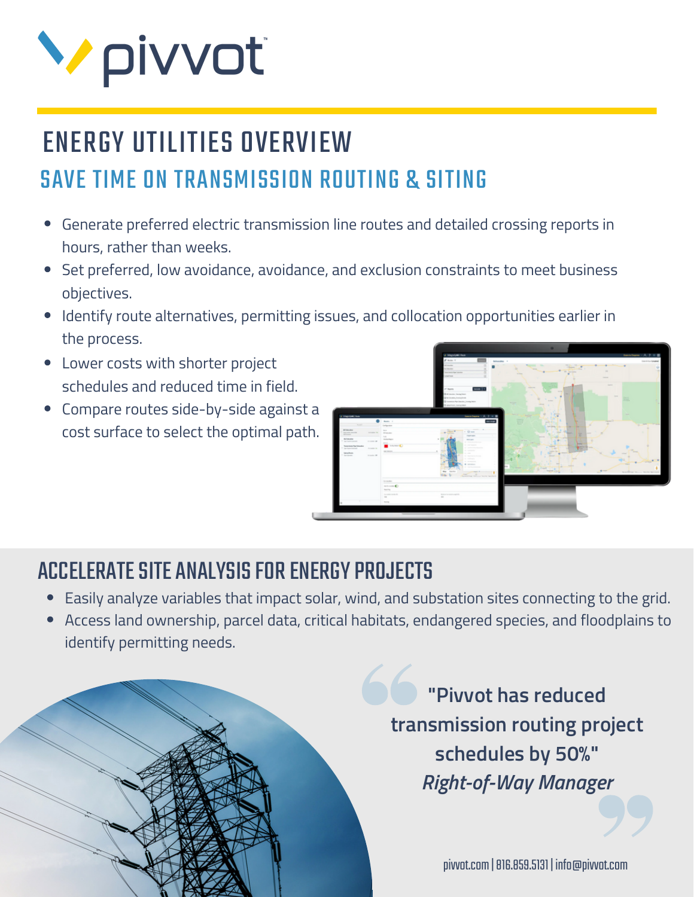# ENERGY UTILITIES OVERVIEW

## SAVE TIME ON TRANSMISSION ROUTING & SITING

- Generate preferred electric transmission line routes and detailed crossing reports in hours, rather than weeks.
- Set preferred, low avoidance, avoidance, and exclusion constraints to meet business objectives.
- Identify route alternatives, permitting issues, and collocation opportunities earlier in the process.
- Lower costs with shorter project schedules and reduced time in field.
- Compare routes side-by-side against a cost surface to select the optimal path.

## ACCELERATE SITE ANALYSIS FOR ENERGY PROJECTS

- Easily analyze variables that impact solar, wind, and substation sites connecting to the grid.
- Access land ownership, parcel data, critical habitats, endangered species, and floodplains to identify permitting needs.

> **"Pivvot has reduced transmission routing project schedules by 50%"**
> ***Right-of-Way Manager***

pivvot.com | 816.859.5131 | info@pivvot.com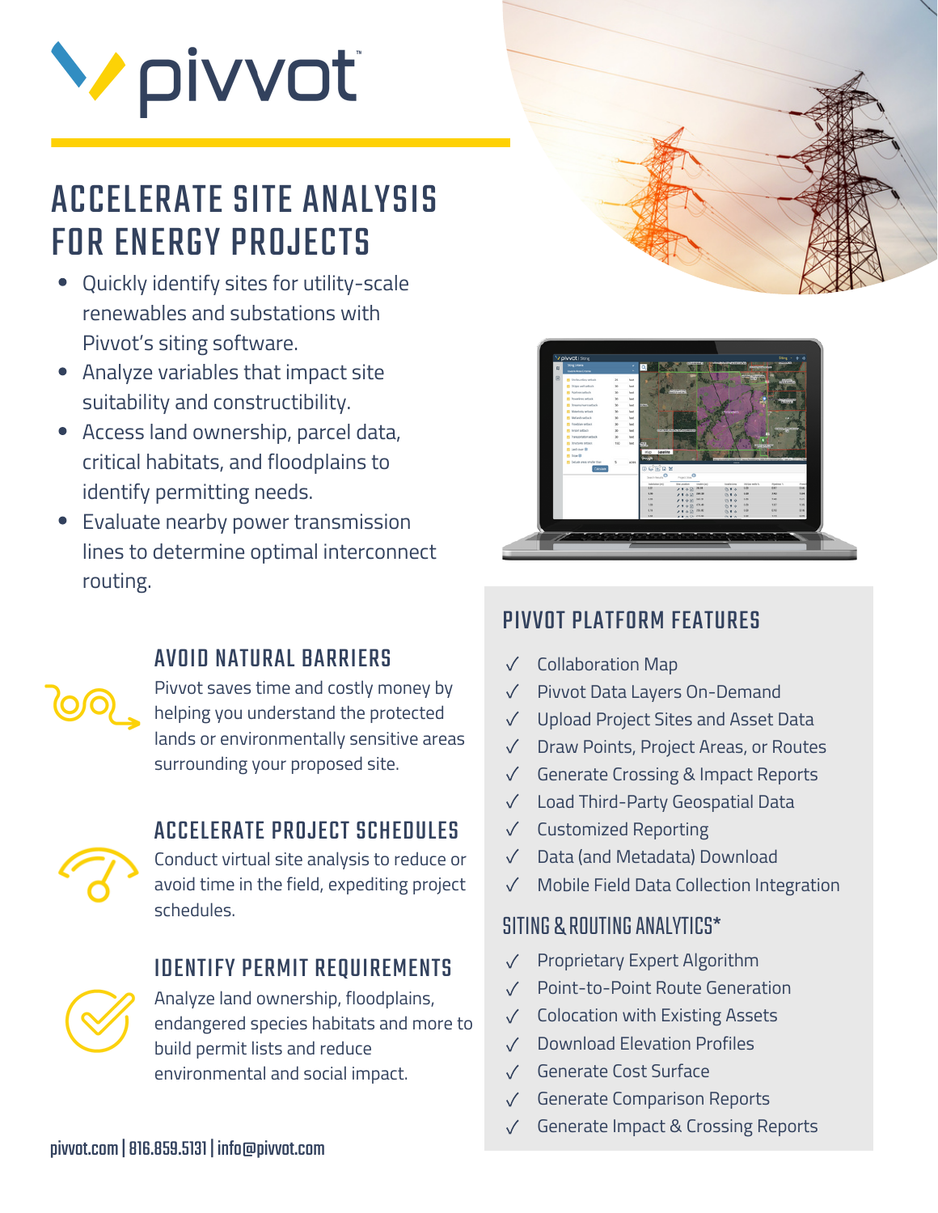# pivvot

## ACCELERATE SITE ANALYSIS FOR ENERGY PROJECTS

- Quickly identify sites for utility-scale renewables and substations with Pivvot's siting software.
- Analyze variables that impact site suitability and constructibility.
- Access land ownership, parcel data, critical habitats, and floodplains to identify permitting needs.
- Evaluate nearby power transmission lines to determine optimal interconnect routing.

### AVOID NATURAL BARRIERS

Pivvot saves time and costly money by helping you understand the protected lands or environmentally sensitive areas surrounding your proposed site.

### ACCELERATE PROJECT SCHEDULES

Conduct virtual site analysis to reduce or avoid time in the field, expediting project schedules.

### IDENTIFY PERMIT REQUIREMENTS

Analyze land ownership, floodplains, endangered species habitats and more to build permit lists and reduce environmental and social impact.

### PIVVOT PLATFORM FEATURES

- ✓ Collaboration Map
- ✓ Pivvot Data Layers On-Demand
- ✓ Upload Project Sites and Asset Data
- ✓ Draw Points, Project Areas, or Routes
- ✓ Generate Crossing & Impact Reports
- ✓ Load Third-Party Geospatial Data
- ✓ Customized Reporting
- ✓ Data (and Metadata) Download
- ✓ Mobile Field Data Collection Integration

### SITING & ROUTING ANALYTICS*

- ✓ Proprietary Expert Algorithm
- ✓ Point-to-Point Route Generation
- ✓ Colocation with Existing Assets
- ✓ Download Elevation Profiles
- ✓ Generate Cost Surface
- ✓ Generate Comparison Reports
- ✓ Generate Impact & Crossing Reports

pivvot.com | 816.859.5131 | info@pivvot.com